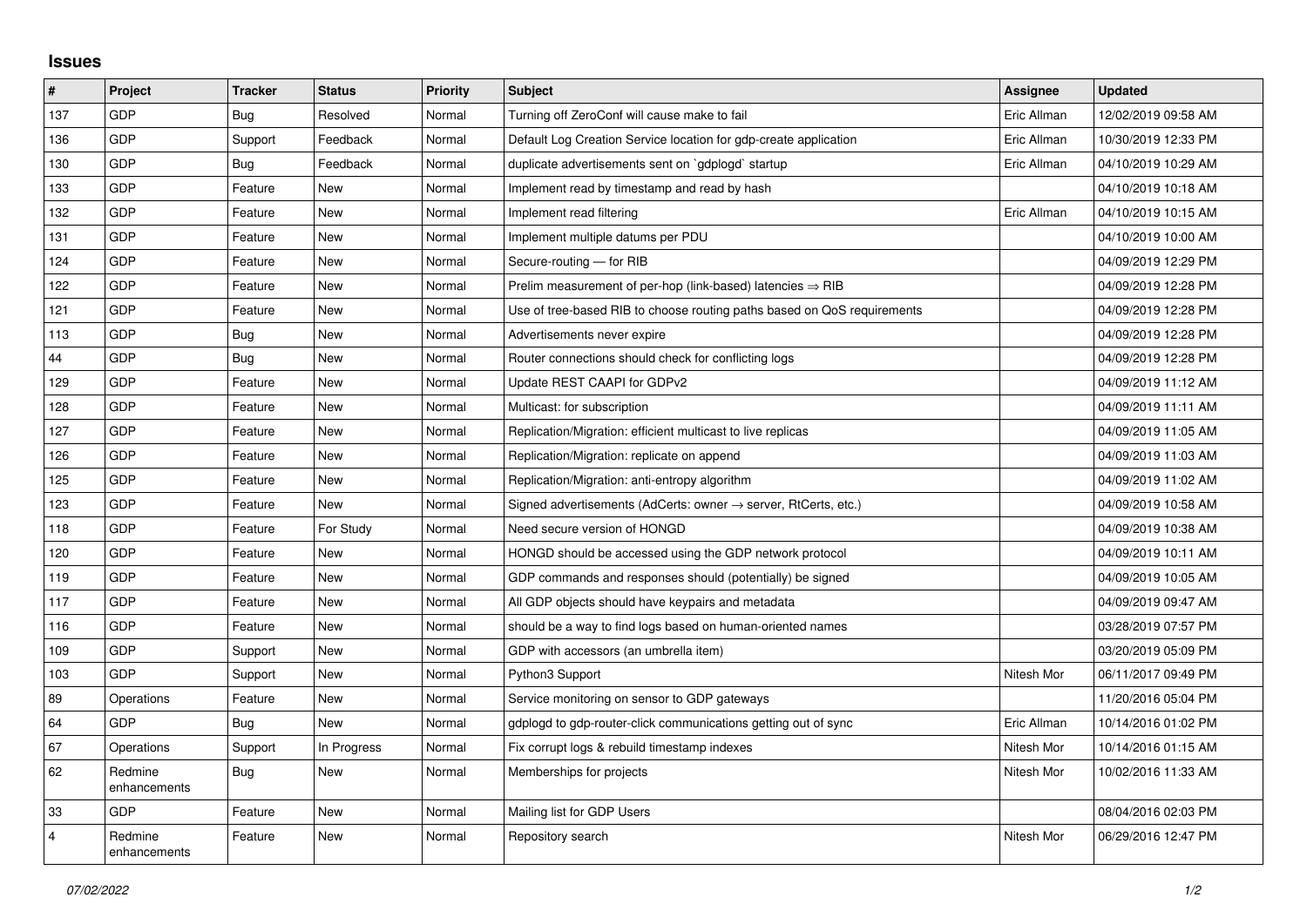## Issues

| # | Project | Tracker | Status | Priority | Subject | Assignee | Updated |
|---|---|---|---|---|---|---|---|
| 137 | GDP | Bug | Resolved | Normal | Turning off ZeroConf will cause make to fail | Eric Allman | 12/02/2019 09:58 AM |
| 136 | GDP | Support | Feedback | Normal | Default Log Creation Service location for gdp-create application | Eric Allman | 10/30/2019 12:33 PM |
| 130 | GDP | Bug | Feedback | Normal | duplicate advertisements sent on `gdplogd` startup | Eric Allman | 04/10/2019 10:29 AM |
| 133 | GDP | Feature | New | Normal | Implement read by timestamp and read by hash | | 04/10/2019 10:18 AM |
| 132 | GDP | Feature | New | Normal | Implement read filtering | Eric Allman | 04/10/2019 10:15 AM |
| 131 | GDP | Feature | New | Normal | Implement multiple datums per PDU | | 04/10/2019 10:00 AM |
| 124 | GDP | Feature | New | Normal | Secure-routing — for RIB | | 04/09/2019 12:29 PM |
| 122 | GDP | Feature | New | Normal | Prelim measurement of per-hop (link-based) latencies ⇒ RIB | | 04/09/2019 12:28 PM |
| 121 | GDP | Feature | New | Normal | Use of tree-based RIB to choose routing paths based on QoS requirements | | 04/09/2019 12:28 PM |
| 113 | GDP | Bug | New | Normal | Advertisements never expire | | 04/09/2019 12:28 PM |
| 44 | GDP | Bug | New | Normal | Router connections should check for conflicting logs | | 04/09/2019 12:28 PM |
| 129 | GDP | Feature | New | Normal | Update REST CAAPI for GDPv2 | | 04/09/2019 11:12 AM |
| 128 | GDP | Feature | New | Normal | Multicast: for subscription | | 04/09/2019 11:11 AM |
| 127 | GDP | Feature | New | Normal | Replication/Migration: efficient multicast to live replicas | | 04/09/2019 11:05 AM |
| 126 | GDP | Feature | New | Normal | Replication/Migration: replicate on append | | 04/09/2019 11:03 AM |
| 125 | GDP | Feature | New | Normal | Replication/Migration: anti-entropy algorithm | | 04/09/2019 11:02 AM |
| 123 | GDP | Feature | New | Normal | Signed advertisements (AdCerts: owner → server, RtCerts, etc.) | | 04/09/2019 10:58 AM |
| 118 | GDP | Feature | For Study | Normal | Need secure version of HONGD | | 04/09/2019 10:38 AM |
| 120 | GDP | Feature | New | Normal | HONGD should be accessed using the GDP network protocol | | 04/09/2019 10:11 AM |
| 119 | GDP | Feature | New | Normal | GDP commands and responses should (potentially) be signed | | 04/09/2019 10:05 AM |
| 117 | GDP | Feature | New | Normal | All GDP objects should have keypairs and metadata | | 04/09/2019 09:47 AM |
| 116 | GDP | Feature | New | Normal | should be a way to find logs based on human-oriented names | | 03/28/2019 07:57 PM |
| 109 | GDP | Support | New | Normal | GDP with accessors (an umbrella item) | | 03/20/2019 05:09 PM |
| 103 | GDP | Support | New | Normal | Python3 Support | Nitesh Mor | 06/11/2017 09:49 PM |
| 89 | Operations | Feature | New | Normal | Service monitoring on sensor to GDP gateways | | 11/20/2016 05:04 PM |
| 64 | GDP | Bug | New | Normal | gdplogd to gdp-router-click communications getting out of sync | Eric Allman | 10/14/2016 01:02 PM |
| 67 | Operations | Support | In Progress | Normal | Fix corrupt logs & rebuild timestamp indexes | Nitesh Mor | 10/14/2016 01:15 AM |
| 62 | Redmine enhancements | Bug | New | Normal | Memberships for projects | Nitesh Mor | 10/02/2016 11:33 AM |
| 33 | GDP | Feature | New | Normal | Mailing list for GDP Users | | 08/04/2016 02:03 PM |
| 4 | Redmine enhancements | Feature | New | Normal | Repository search | Nitesh Mor | 06/29/2016 12:47 PM |

*07/02/2022*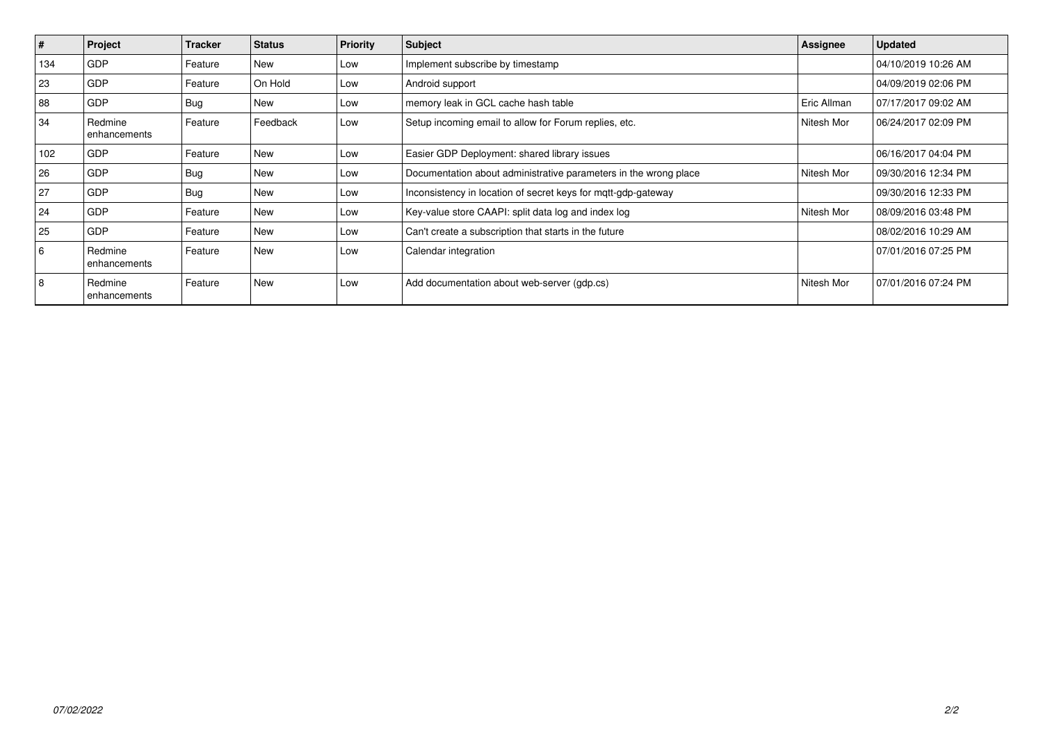| # | Project | Tracker | Status | Priority | Subject | Assignee | Updated |
|---|---|---|---|---|---|---|---|
| 134 | GDP | Feature | New | Low | Implement subscribe by timestamp | | 04/10/2019 10:26 AM |
| 23 | GDP | Feature | On Hold | Low | Android support | | 04/09/2019 02:06 PM |
| 88 | GDP | Bug | New | Low | memory leak in GCL cache hash table | Eric Allman | 07/17/2017 09:02 AM |
| 34 | Redmine enhancements | Feature | Feedback | Low | Setup incoming email to allow for Forum replies, etc. | Nitesh Mor | 06/24/2017 02:09 PM |
| 102 | GDP | Feature | New | Low | Easier GDP Deployment: shared library issues | | 06/16/2017 04:04 PM |
| 26 | GDP | Bug | New | Low | Documentation about administrative parameters in the wrong place | Nitesh Mor | 09/30/2016 12:34 PM |
| 27 | GDP | Bug | New | Low | Inconsistency in location of secret keys for mqtt-gdp-gateway | | 09/30/2016 12:33 PM |
| 24 | GDP | Feature | New | Low | Key-value store CAAPI: split data log and index log | Nitesh Mor | 08/09/2016 03:48 PM |
| 25 | GDP | Feature | New | Low | Can't create a subscription that starts in the future | | 08/02/2016 10:29 AM |
| 6 | Redmine enhancements | Feature | New | Low | Calendar integration | | 07/01/2016 07:25 PM |
| 8 | Redmine enhancements | Feature | New | Low | Add documentation about web-server (gdp.cs) | Nitesh Mor | 07/01/2016 07:24 PM |

*07/02/2022*